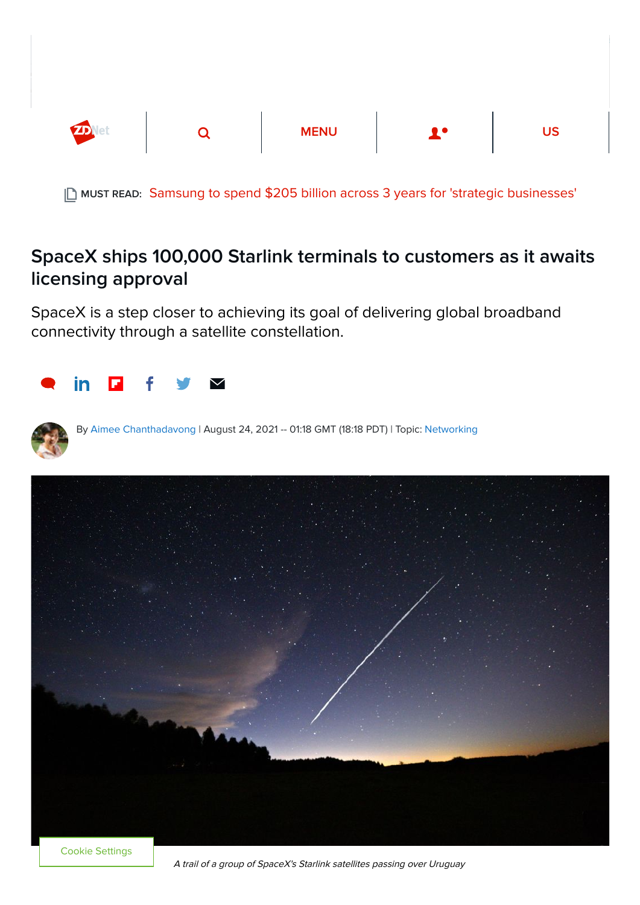MUST READ: Samsung to spend $205 billion across 3 years for 'strategic businesses'

# SpaceX ships 100,000 Starlink terminals to customers as it awaits licensing approval

SpaceX is a step closer to achieving its goal of delivering global broadband connectivity through a satellite constellation.

By Aimee Chanthadavong | August 24, 2021 -- 01:18 GMT (18:18 PDT) | Topic: Networking

*A trail of a group of SpaceX's Starlink satellites passing over Uruguay*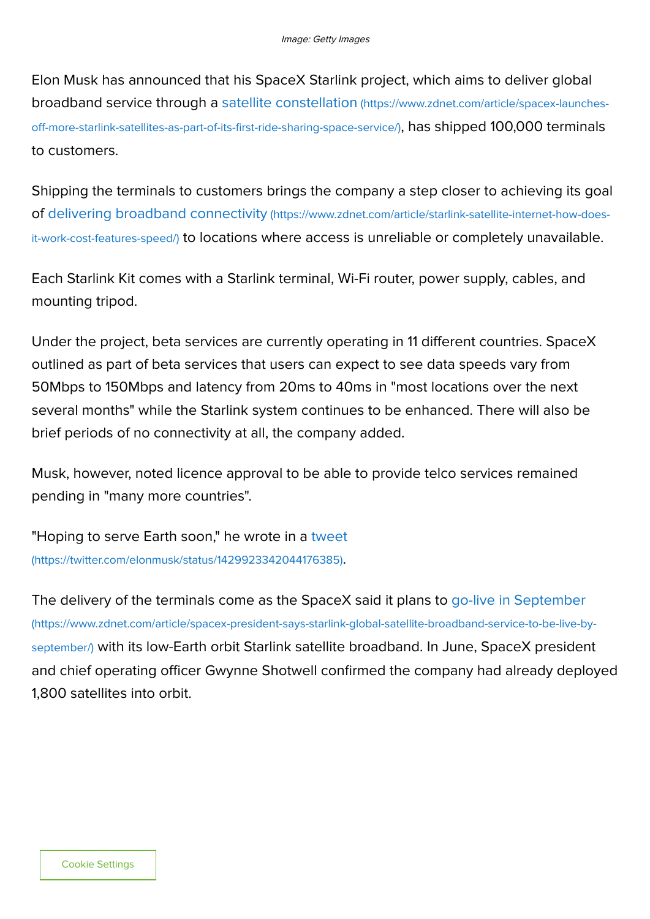*Image: Getty Images*

Elon Musk has announced that his SpaceX Starlink project, which aims to deliver global broadband service through a [satellite constellation](https://www.zdnet.com/article/spacex-launches-off-more-starlink-satellites-as-part-of-its-first-ride-sharing-space-service/) (https://www.zdnet.com/article/spacex-launches-off-more-starlink-satellites-as-part-of-its-first-ride-sharing-space-service/), has shipped 100,000 terminals to customers.

Shipping the terminals to customers brings the company a step closer to achieving its goal of [delivering broadband connectivity](https://www.zdnet.com/article/starlink-satellite-internet-how-does-it-work-cost-features-speed/) (https://www.zdnet.com/article/starlink-satellite-internet-how-does-it-work-cost-features-speed/) to locations where access is unreliable or completely unavailable.

Each Starlink Kit comes with a Starlink terminal, Wi-Fi router, power supply, cables, and mounting tripod.

Under the project, beta services are currently operating in 11 different countries. SpaceX outlined as part of beta services that users can expect to see data speeds vary from 50Mbps to 150Mbps and latency from 20ms to 40ms in "most locations over the next several months" while the Starlink system continues to be enhanced. There will also be brief periods of no connectivity at all, the company added.

Musk, however, noted licence approval to be able to provide telco services remained pending in "many more countries".

"Hoping to serve Earth soon," he wrote in a [tweet](https://twitter.com/elonmusk/status/1429923342044176385) (https://twitter.com/elonmusk/status/1429923342044176385).

The delivery of the terminals come as the SpaceX said it plans to [go-live in September](https://www.zdnet.com/article/spacex-president-says-starlink-global-satellite-broadband-service-to-be-live-by-september/) (https://www.zdnet.com/article/spacex-president-says-starlink-global-satellite-broadband-service-to-be-live-by-september/) with its low-Earth orbit Starlink satellite broadband. In June, SpaceX president and chief operating officer Gwynne Shotwell confirmed the company had already deployed 1,800 satellites into orbit.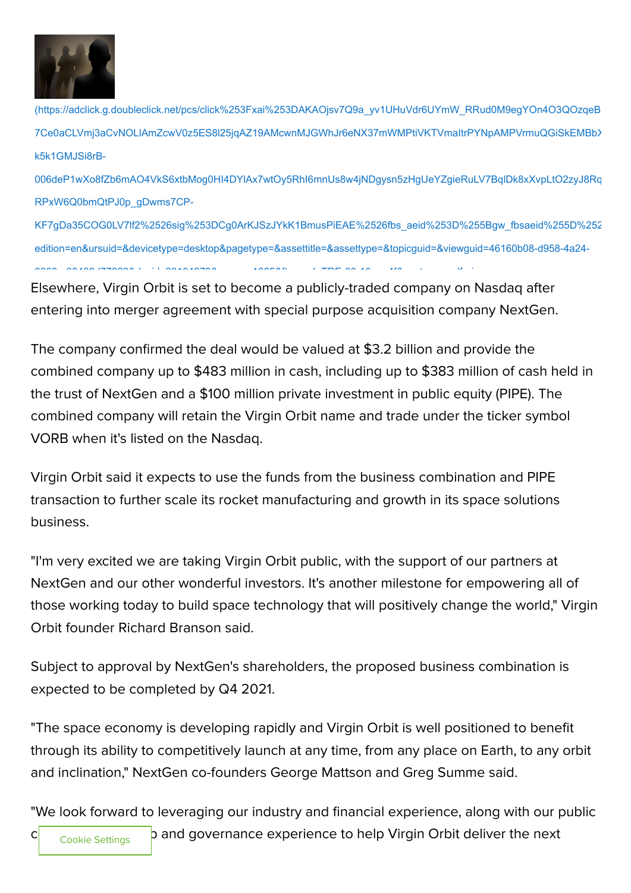Elsewhere, Virgin Orbit is set to become a publicly-traded company on Nasdaq after entering into merger agreement with special purpose acquisition company NextGen.

The company confirmed the deal would be valued at $3.2 billion and provide the combined company up to $483 million in cash, including up to $383 million of cash held in the trust of NextGen and a $100 million private investment in public equity (PIPE). The combined company will retain the Virgin Orbit name and trade under the ticker symbol VORB when it's listed on the Nasdaq.

Virgin Orbit said it expects to use the funds from the business combination and PIPE transaction to further scale its rocket manufacturing and growth in its space solutions business.

"I'm very excited we are taking Virgin Orbit public, with the support of our partners at NextGen and our other wonderful investors. It's another milestone for empowering all of those working today to build space technology that will positively change the world," Virgin Orbit founder Richard Branson said.

Subject to approval by NextGen's shareholders, the proposed business combination is expected to be completed by Q4 2021.

"The space economy is developing rapidly and Virgin Orbit is well positioned to benefit through its ability to competitively launch at any time, from any place on Earth, to any orbit and inclination," NextGen co-founders George Mattson and Greg Summe said.

"We look forward to leveraging our industry and financial experience, along with our public c... and governance experience to help Virgin Orbit deliver the next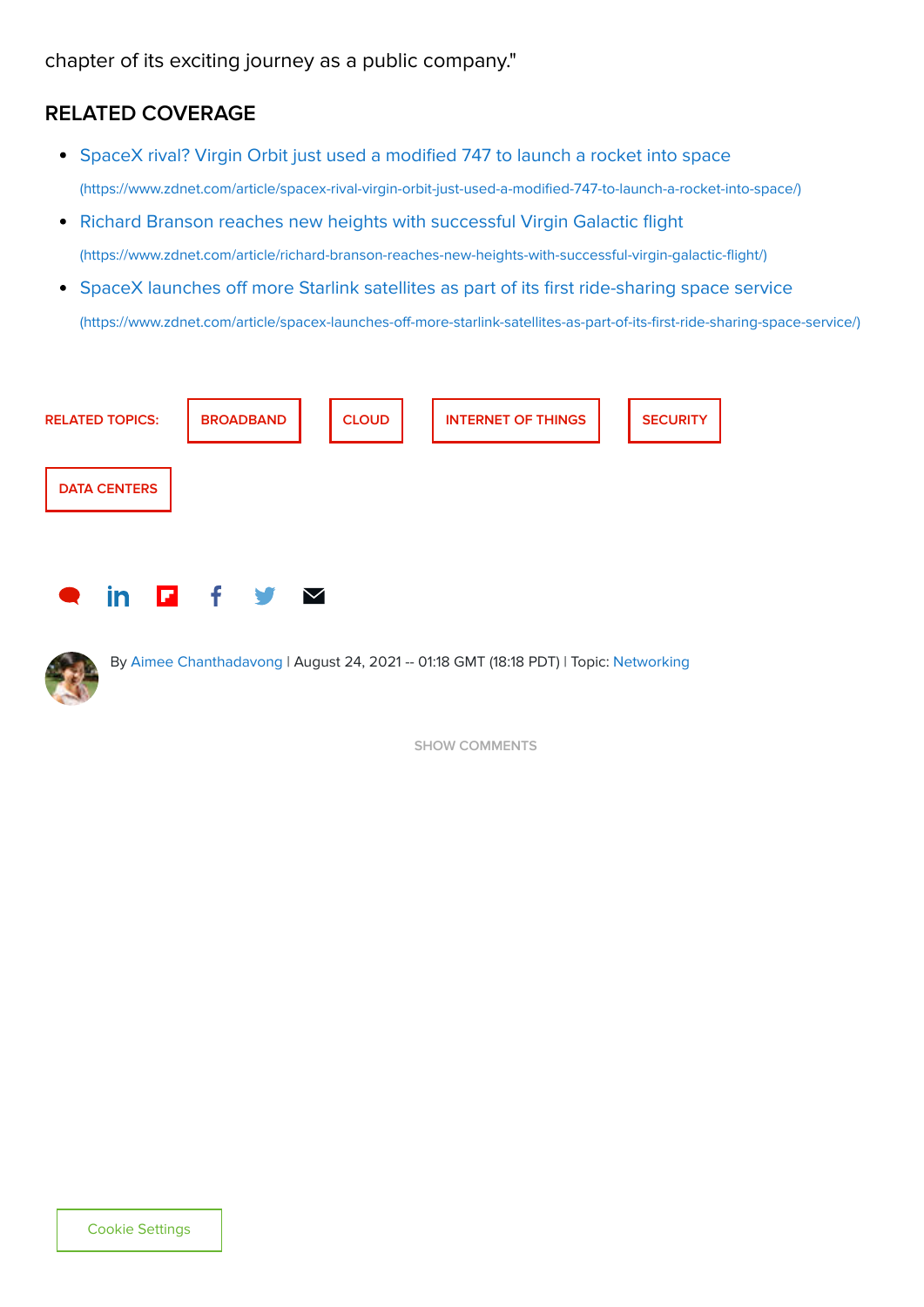chapter of its exciting journey as a public company."

## RELATED COVERAGE

- SpaceX rival? Virgin Orbit just used a modified 747 to launch a rocket into space (https://www.zdnet.com/article/spacex-rival-virgin-orbit-just-used-a-modified-747-to-launch-a-rocket-into-space/)
- Richard Branson reaches new heights with successful Virgin Galactic flight (https://www.zdnet.com/article/richard-branson-reaches-new-heights-with-successful-virgin-galactic-flight/)
- SpaceX launches off more Starlink satellites as part of its first ride-sharing space service (https://www.zdnet.com/article/spacex-launches-off-more-starlink-satellites-as-part-of-its-first-ride-sharing-space-service/)

RELATED TOPICS: BROADBAND CLOUD INTERNET OF THINGS SECURITY DATA CENTERS

By Aimee Chanthadavong | August 24, 2021 -- 01:18 GMT (18:18 PDT) | Topic: Networking

SHOW COMMENTS

Cookie Settings